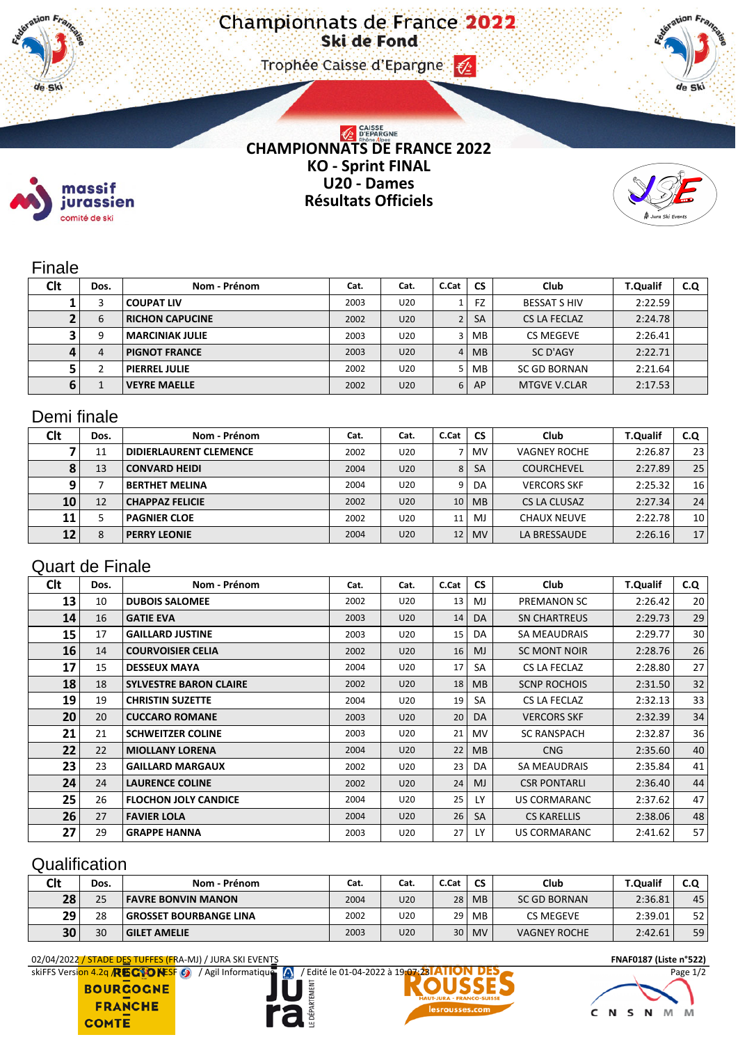# Championnats de France 2022

## Ski de Fond

Trophée Caisse d'Epargne

## CHAMPIONNATS DE FRANCE 2022
## KO - Sprint FINAL
## U20 - Dames
## Résultats Officiels

### Finale

| Clt | Dos. | Nom - Prénom | Cat. | Cat. | C.Cat | CS | Club | T.Qualif | C.Q |
|---|---|---|---|---|---|---|---|---|---|
| 1 | 3 | COUPAT LIV | 2003 | U20 | 1 | FZ | BESSAT S HIV | 2:22.59 | |
| 2 | 6 | RICHON CAPUCINE | 2002 | U20 | 2 | SA | CS LA FECLAZ | 2:24.78 | |
| 3 | 9 | MARCINIAK JULIE | 2003 | U20 | 3 | MB | CS MEGEVE | 2:26.41 | |
| 4 | 4 | PIGNOT FRANCE | 2003 | U20 | 4 | MB | SC D'AGY | 2:22.71 | |
| 5 | 2 | PIERREL JULIE | 2002 | U20 | 5 | MB | SC GD BORNAN | 2:21.64 | |
| 6 | 1 | VEYRE MAELLE | 2002 | U20 | 6 | AP | MTGVE V.CLAR | 2:17.53 | |

### Demi finale

| Clt | Dos. | Nom - Prénom | Cat. | Cat. | C.Cat | CS | Club | T.Qualif | C.Q |
|---|---|---|---|---|---|---|---|---|---|
| 7 | 11 | DIDIERLAURENT CLEMENCE | 2002 | U20 | 7 | MV | VAGNEY ROCHE | 2:26.87 | 23 |
| 8 | 13 | CONVARD HEIDI | 2004 | U20 | 8 | SA | COURCHEVEL | 2:27.89 | 25 |
| 9 | 7 | BERTHET MELINA | 2004 | U20 | 9 | DA | VERCORS SKF | 2:25.32 | 16 |
| 10 | 12 | CHAPPAZ FELICIE | 2002 | U20 | 10 | MB | CS LA CLUSAZ | 2:27.34 | 24 |
| 11 | 5 | PAGNIER CLOE | 2002 | U20 | 11 | MJ | CHAUX NEUVE | 2:22.78 | 10 |
| 12 | 8 | PERRY LEONIE | 2004 | U20 | 12 | MV | LA BRESSAUDE | 2:26.16 | 17 |

### Quart de Finale

| Clt | Dos. | Nom - Prénom | Cat. | Cat. | C.Cat | CS | Club | T.Qualif | C.Q |
|---|---|---|---|---|---|---|---|---|---|
| 13 | 10 | DUBOIS SALOMEE | 2002 | U20 | 13 | MJ | PREMANON SC | 2:26.42 | 20 |
| 14 | 16 | GATIE EVA | 2003 | U20 | 14 | DA | SN CHARTREUS | 2:29.73 | 29 |
| 15 | 17 | GAILLARD JUSTINE | 2003 | U20 | 15 | DA | SA MEAUDRAIS | 2:29.77 | 30 |
| 16 | 14 | COURVOISIER CELIA | 2002 | U20 | 16 | MJ | SC MONT NOIR | 2:28.76 | 26 |
| 17 | 15 | DESSEUX MAYA | 2004 | U20 | 17 | SA | CS LA FECLAZ | 2:28.80 | 27 |
| 18 | 18 | SYLVESTRE BARON CLAIRE | 2002 | U20 | 18 | MB | SCNP ROCHOIS | 2:31.50 | 32 |
| 19 | 19 | CHRISTIN SUZETTE | 2004 | U20 | 19 | SA | CS LA FECLAZ | 2:32.13 | 33 |
| 20 | 20 | CUCCARO ROMANE | 2003 | U20 | 20 | DA | VERCORS SKF | 2:32.39 | 34 |
| 21 | 21 | SCHWEITZER COLINE | 2003 | U20 | 21 | MV | SC RANSPACH | 2:32.87 | 36 |
| 22 | 22 | MIOLLANY LORENA | 2004 | U20 | 22 | MB | CNG | 2:35.60 | 40 |
| 23 | 23 | GAILLARD MARGAUX | 2002 | U20 | 23 | DA | SA MEAUDRAIS | 2:35.84 | 41 |
| 24 | 24 | LAURENCE COLINE | 2002 | U20 | 24 | MJ | CSR PONTARLI | 2:36.40 | 44 |
| 25 | 26 | FLOCHON JOLY CANDICE | 2004 | U20 | 25 | LY | US CORMARANC | 2:37.62 | 47 |
| 26 | 27 | FAVIER LOLA | 2004 | U20 | 26 | SA | CS KARELLIS | 2:38.06 | 48 |
| 27 | 29 | GRAPPE HANNA | 2003 | U20 | 27 | LY | US CORMARANC | 2:41.62 | 57 |

### Qualification

| Clt | Dos. | Nom - Prénom | Cat. | Cat. | C.Cat | CS | Club | T.Qualif | C.Q |
|---|---|---|---|---|---|---|---|---|---|
| 28 | 25 | FAVRE BONVIN MANON | 2004 | U20 | 28 | MB | SC GD BORNAN | 2:36.81 | 45 |
| 29 | 28 | GROSSET BOURBANGE LINA | 2002 | U20 | 29 | MB | CS MEGEVE | 2:39.01 | 52 |
| 30 | 30 | GILET AMELIE | 2003 | U20 | 30 | MV | VAGNEY ROCHE | 2:42.61 | 59 |

02/04/2022 / STADE DES TUFFES (FRA-MJ) / JURA SKI EVENTS — FNAF0187 (Liste n°522)

skiFFS Version 4.2q / FFS-ESF / Agil Informatique / Edité le 01-04-2022 à 19:07:23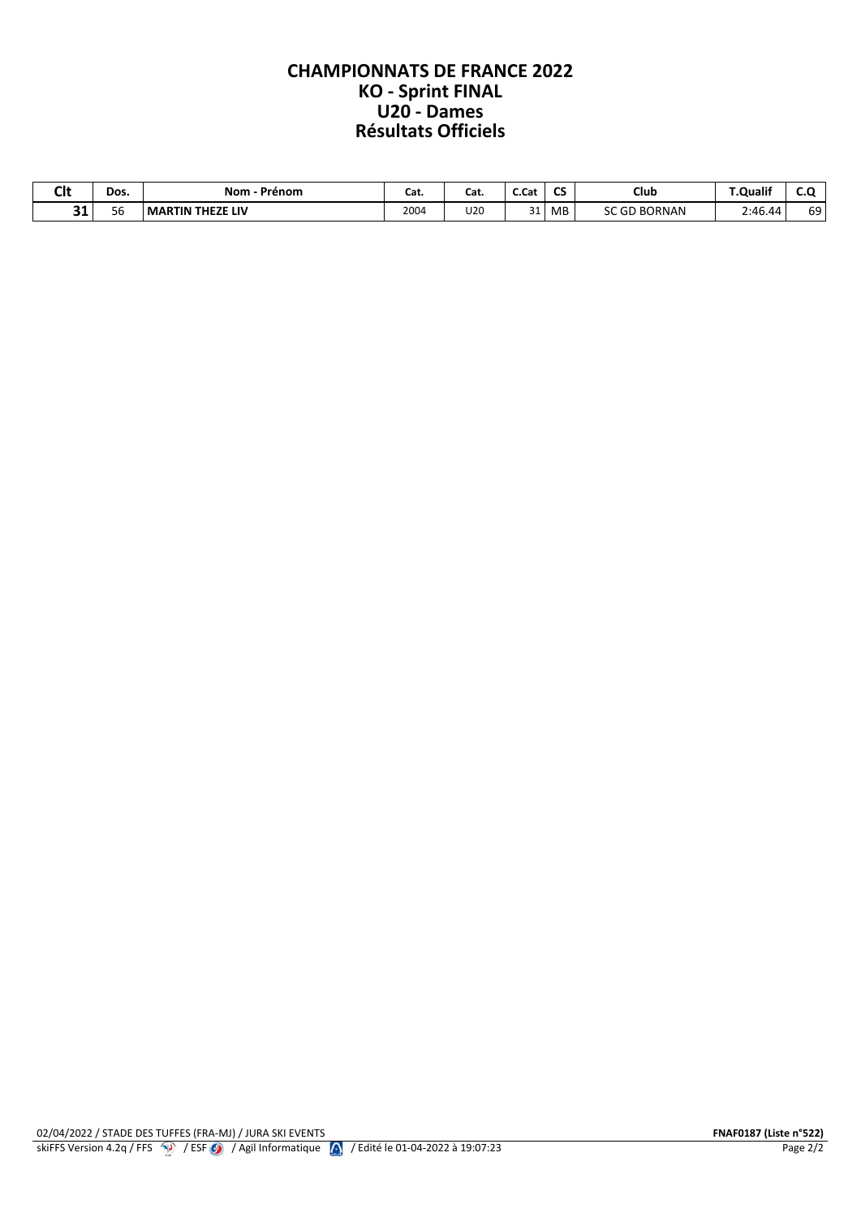# CHAMPIONNATS DE FRANCE 2022
## KO - Sprint FINAL
## U20 - Dames
## Résultats Officiels

| Clt | Dos. | Nom - Prénom | Cat. | Cat. | C.Cat | CS | Club | T.Qualif | C.Q |
|---|---|---|---|---|---|---|---|---|---|
| **31** | 56 | **MARTIN THEZE LIV** | 2004 | U20 | 31 | MB | SC GD BORNAN | 2:46.44 | 69 |

02/04/2022 / STADE DES TUFFES (FRA-MJ) / JURA SKI EVENTS

**FNAF0187 (Liste n°522)**

skiFFS Version 4.2q / FFS / ESF / Agil Informatique / Edité le 01-04-2022 à 19:07:23